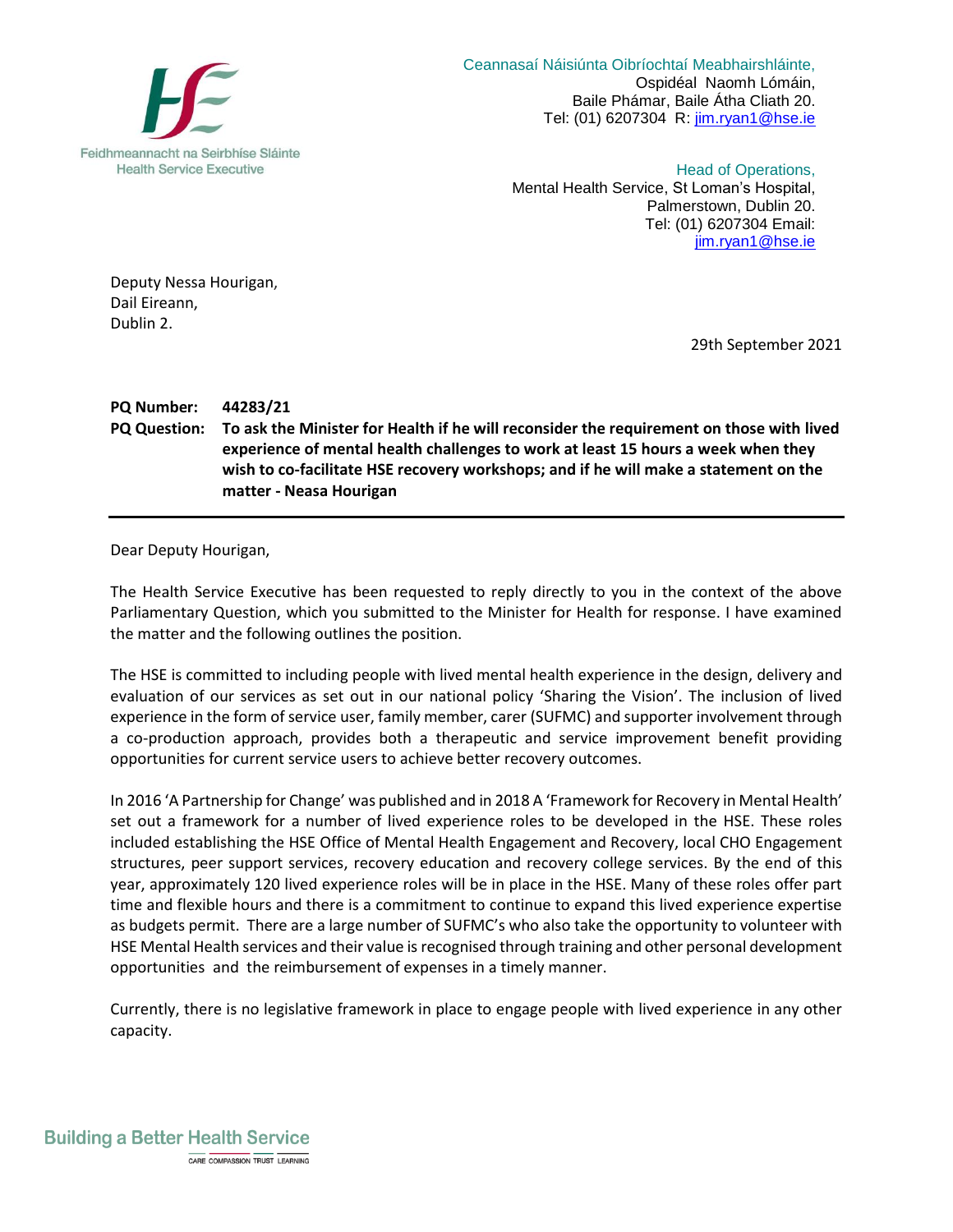Feidhmeannacht na Seirbhíse Sláinte
Health Service Executive

Ceannasaí Náisiúnta Oibríochtaí Meabhairshláinte,
Ospidéal Naomh Lómáin,
Baile Phámar, Baile Átha Cliath 20.
Tel: (01) 6207304 R: jim.ryan1@hse.ie

Head of Operations,
Mental Health Service, St Loman's Hospital,
Palmerstown, Dublin 20.
Tel: (01) 6207304 Email:
jim.ryan1@hse.ie

Deputy Nessa Hourigan,
Dail Eireann,
Dublin 2.

29th September 2021

**PQ Number:** **44283/21**

**PQ Question:** **To ask the Minister for Health if he will reconsider the requirement on those with lived experience of mental health challenges to work at least 15 hours a week when they wish to co-facilitate HSE recovery workshops; and if he will make a statement on the matter - Neasa Hourigan**

---

Dear Deputy Hourigan,

The Health Service Executive has been requested to reply directly to you in the context of the above Parliamentary Question, which you submitted to the Minister for Health for response. I have examined the matter and the following outlines the position.

The HSE is committed to including people with lived mental health experience in the design, delivery and evaluation of our services as set out in our national policy 'Sharing the Vision'. The inclusion of lived experience in the form of service user, family member, carer (SUFMC) and supporter involvement through a co-production approach, provides both a therapeutic and service improvement benefit providing opportunities for current service users to achieve better recovery outcomes.

In 2016 'A Partnership for Change' was published and in 2018 A 'Framework for Recovery in Mental Health' set out a framework for a number of lived experience roles to be developed in the HSE. These roles included establishing the HSE Office of Mental Health Engagement and Recovery, local CHO Engagement structures, peer support services, recovery education and recovery college services. By the end of this year, approximately 120 lived experience roles will be in place in the HSE. Many of these roles offer part time and flexible hours and there is a commitment to continue to expand this lived experience expertise as budgets permit. There are a large number of SUFMC's who also take the opportunity to volunteer with HSE Mental Health services and their value is recognised through training and other personal development opportunities and the reimbursement of expenses in a timely manner.

Currently, there is no legislative framework in place to engage people with lived experience in any other capacity.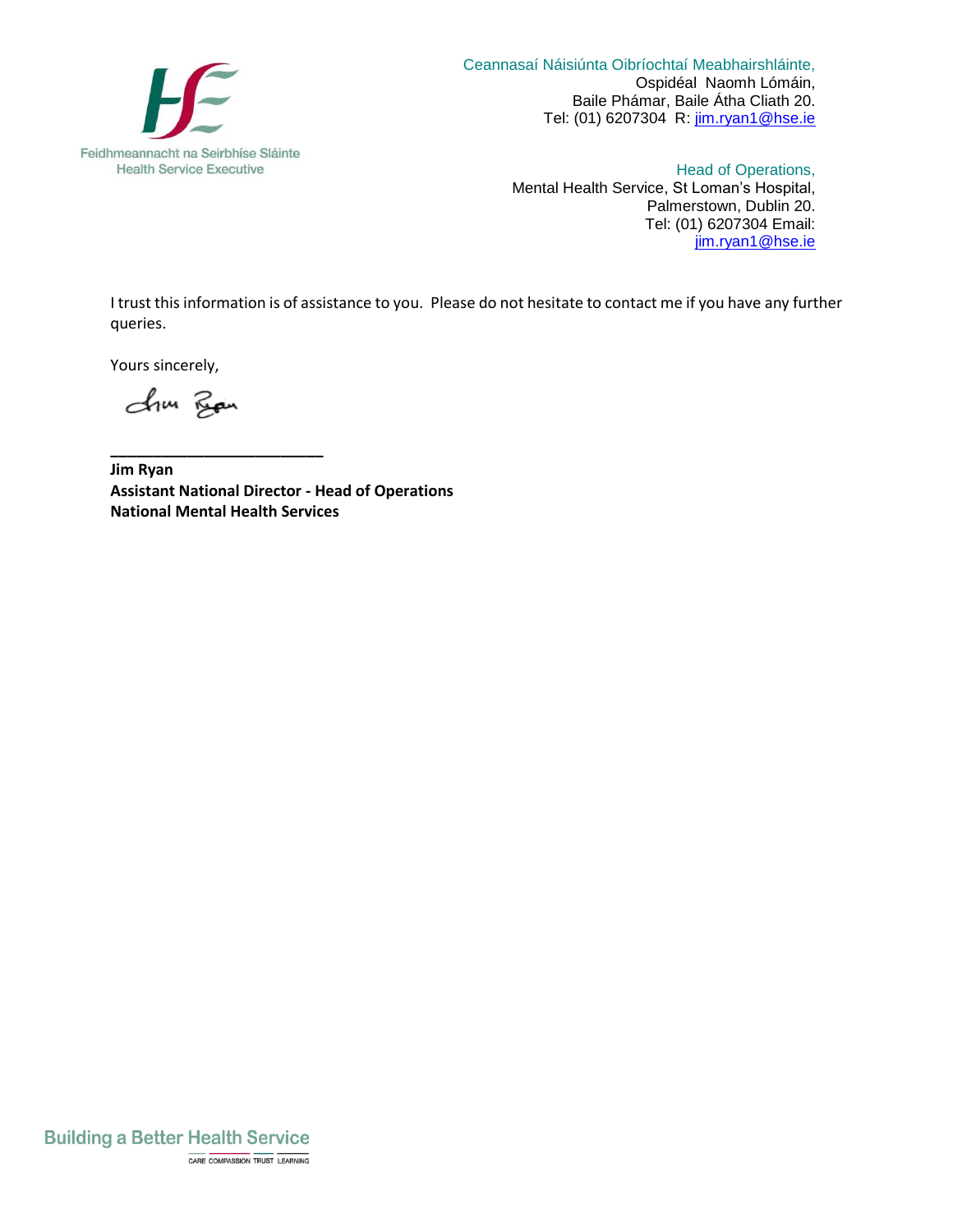Ceannasaí Náisiúnta Oibríochtaí Meabhairshláinte,
Ospidéal Naomh Lómáin,
Baile Phámar, Baile Átha Cliath 20.
Tel: (01) 6207304 R: jim.ryan1@hse.ie

Head of Operations,
Mental Health Service, St Loman's Hospital,
Palmerstown, Dublin 20.
Tel: (01) 6207304 Email:
jim.ryan1@hse.ie

I trust this information is of assistance to you. Please do not hesitate to contact me if you have any further queries.

Yours sincerely,

Jim Ryan

________________________

**Jim Ryan**
**Assistant National Director - Head of Operations**
**National Mental Health Services**